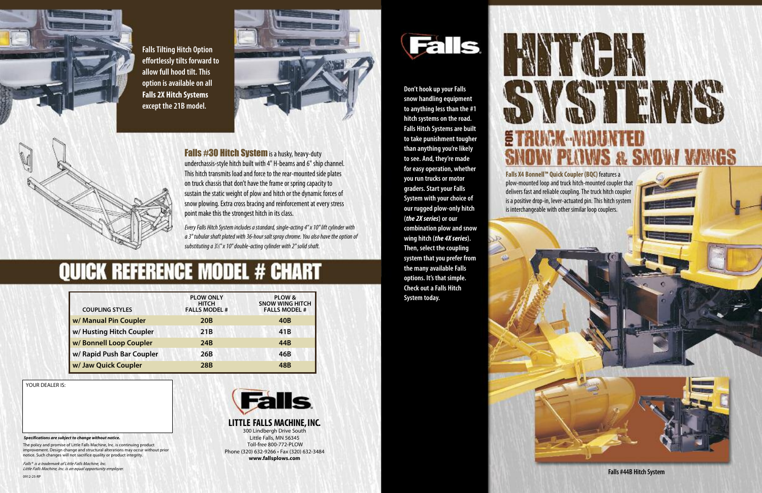# HITCH SYSTEMS

## FOR TRUCK-MOUNTED SNOW PLOWS & SNOW WINGS

Falls

**Don't hook up your Falls snow handling equipment to anything less than the #1 hitch systems on the road. Falls Hitch Systems are built to take punishment tougher than anything you're likely to see. And, they're made for easy operation, whether you run trucks or motor graders. Start your Falls System with your choice of our rugged plow-only hitch (*the 2X series*) or our combination plow and snow wing hitch (*the 4X series*). Then, select the coupling system that you prefer from the many available Falls options. It's that simple. Check out a Falls Hitch System today.**

**Falls X4 Bonnell™ Quick Coupler (BQC)** features a plow-mounted loop and truck hitch-mounted coupler that delivers fast and reliable coupling. The truck hitch coupler is a positive drop-in, lever-actuated pin. This hitch system is interchangeable with other similar loop couplers.

**Falls #44B Hitch System**

**Falls Tilting Hitch Option effortlessly tilts forward to allow full hood tilt. This option is available on all Falls 2X Hitch Systems except the 21B model.**

**Falls #30 Hitch System** is a husky, heavy-duty underchassis-style hitch built with 4" H-beams and 6" ship channel. This hitch transmits load and force to the rear-mounted side plates on truck chassis that don't have the frame or spring capacity to sustain the static weight of plow and hitch or the dynamic forces of snow plowing. Extra cross bracing and reinforcement at every stress point make this the strongest hitch in its class.

*Every Falls Hitch System includes a standard, single-acting 4" x 10" lift cylinder with a 3" tubular shaft plated with 36-hour salt spray chrome. You also have the option of substituting a 3½" x 10" double-acting cylinder with 2" solid shaft.*

## QUICK REFERENCE MODEL # CHART

| COUPLING STYLES | PLOW ONLY HITCH FALLS MODEL # | PLOW & SNOW WING HITCH FALLS MODEL # |
|---|---|---|
| w/ Manual Pin Coupler | 20B | 40B |
| w/ Husting Hitch Coupler | 21B | 41B |
| w/ Bonnell Loop Coupler | 24B | 44B |
| w/ Rapid Push Bar Coupler | 26B | 46B |
| w/ Jaw Quick Coupler | 28B | 48B |

YOUR DEALER IS:

***Specifications are subject to change without notice.***

The policy and promise of Little Falls Machine, Inc. is continuing product improvement. Design change and structural alterations may occur without prior notice. Such changes will not sacrifice quality or product integrity.

*Falls® is a trademark of Little Falls Machine, Inc.*
*Little Falls Machine, Inc. is an equal opportunity employer.*

0912-25-RP

Falls

**LITTLE FALLS MACHINE, INC.**
300 Lindbergh Drive South
Little Falls, MN 56345
Toll-free 800-772-PLOW
Phone (320) 632-9266 • Fax (320) 632-3484
**www.fallsplows.com**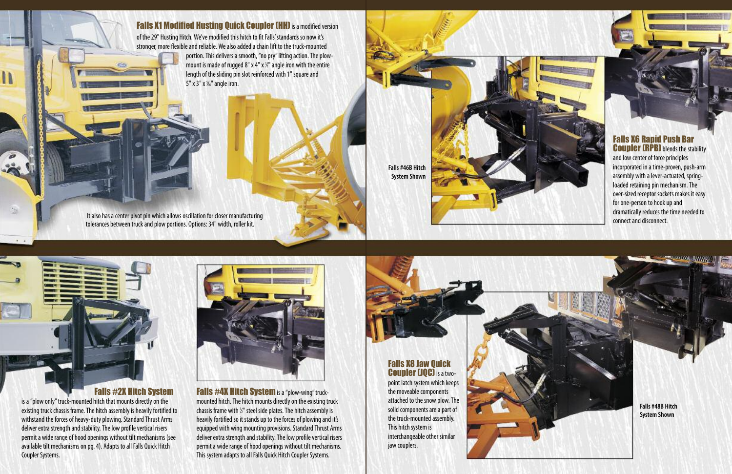**Falls X1 Modified Husting Quick Coupler (HH)** is a modified version of the 29" Husting Hitch. We've modified this hitch to fit Falls' standards so now it's stronger, more flexible and reliable. We also added a chain lift to the truck-mounted portion. This delivers a smooth, "no pry" lifting action. The plow-mount is made of rugged 8" x 4" x ½" angle iron with the entire length of the sliding pin slot reinforced with 1" square and 5" x 3" x ⅝" angle iron.

It also has a center pivot pin which allows oscillation for closer manufacturing tolerances between truck and plow portions. Options: 34" width, roller kit.

Falls #46B Hitch System Shown

**Falls X6 Rapid Push Bar Coupler (RPB)** blends the stability and low center of force principles incorporated in a time-proven, push-arm assembly with a lever-actuated, spring-loaded retaining pin mechanism. The over-sized receptor sockets makes it easy for one-person to hook up and dramatically reduces the time needed to connect and disconnect.

**Falls #2X Hitch System** is a "plow only" truck-mounted hitch that mounts directly on the existing truck chassis frame. The hitch assembly is heavily fortified to withstand the forces of heavy-duty plowing. Standard Thrust Arms deliver extra strength and stability. The low profile vertical risers permit a wide range of hood openings without tilt mechanisms (see available tilt mechanisms on pg. 4). Adapts to all Falls Quick Hitch Coupler Systems.

**Falls #4X Hitch System** is a "plow-wing" truck-mounted hitch. The hitch mounts directly on the existing truck chassis frame with ½" steel side plates. The hitch assembly is heavily fortified so it stands up to the forces of plowing and it's equipped with wing mounting provisions. Standard Thrust Arms deliver extra strength and stability. The low profile vertical risers permit a wide range of hood openings without tilt mechanisms. This system adapts to all Falls Quick Hitch Coupler Systems.

**Falls X8 Jaw Quick Coupler (JQC)** is a two-point latch system which keeps the moveable components attached to the snow plow. The solid components are a part of the truck-mounted assembly. This hitch system is interchangeable other similar jaw couplers.

Falls #48B Hitch System Shown